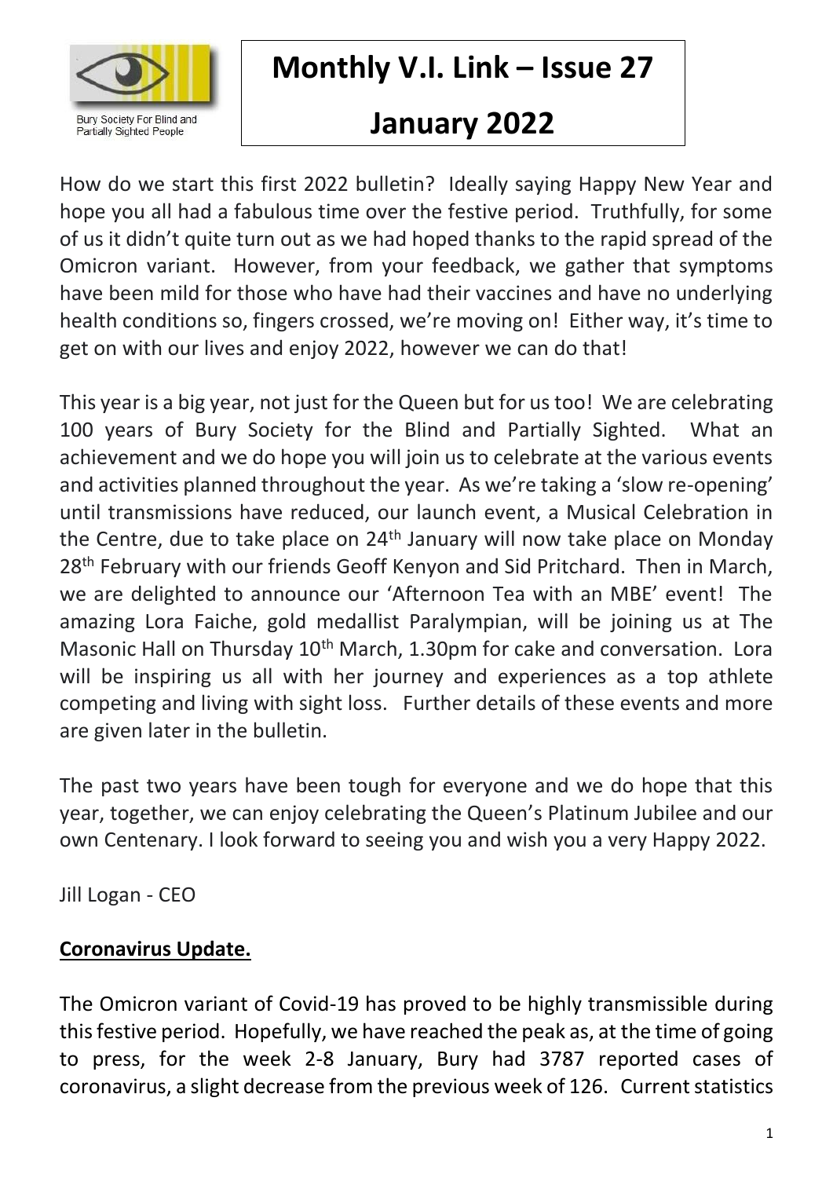Bury Society For Blind and Partially Sighted People

# Monthly V.I. Link – Issue 27

# January 2022

How do we start this first 2022 bulletin? Ideally saying Happy New Year and hope you all had a fabulous time over the festive period. Truthfully, for some of us it didn't quite turn out as we had hoped thanks to the rapid spread of the Omicron variant. However, from your feedback, we gather that symptoms have been mild for those who have had their vaccines and have no underlying health conditions so, fingers crossed, we're moving on! Either way, it's time to get on with our lives and enjoy 2022, however we can do that!

This year is a big year, not just for the Queen but for us too! We are celebrating 100 years of Bury Society for the Blind and Partially Sighted. What an achievement and we do hope you will join us to celebrate at the various events and activities planned throughout the year. As we're taking a 'slow re-opening' until transmissions have reduced, our launch event, a Musical Celebration in the Centre, due to take place on 24th January will now take place on Monday 28th February with our friends Geoff Kenyon and Sid Pritchard. Then in March, we are delighted to announce our 'Afternoon Tea with an MBE' event! The amazing Lora Faiche, gold medallist Paralympian, will be joining us at The Masonic Hall on Thursday 10th March, 1.30pm for cake and conversation. Lora will be inspiring us all with her journey and experiences as a top athlete competing and living with sight loss. Further details of these events and more are given later in the bulletin.

The past two years have been tough for everyone and we do hope that this year, together, we can enjoy celebrating the Queen's Platinum Jubilee and our own Centenary. I look forward to seeing you and wish you a very Happy 2022.

Jill Logan - CEO

## Coronavirus Update.

The Omicron variant of Covid-19 has proved to be highly transmissible during this festive period. Hopefully, we have reached the peak as, at the time of going to press, for the week 2-8 January, Bury had 3787 reported cases of coronavirus, a slight decrease from the previous week of 126. Current statistics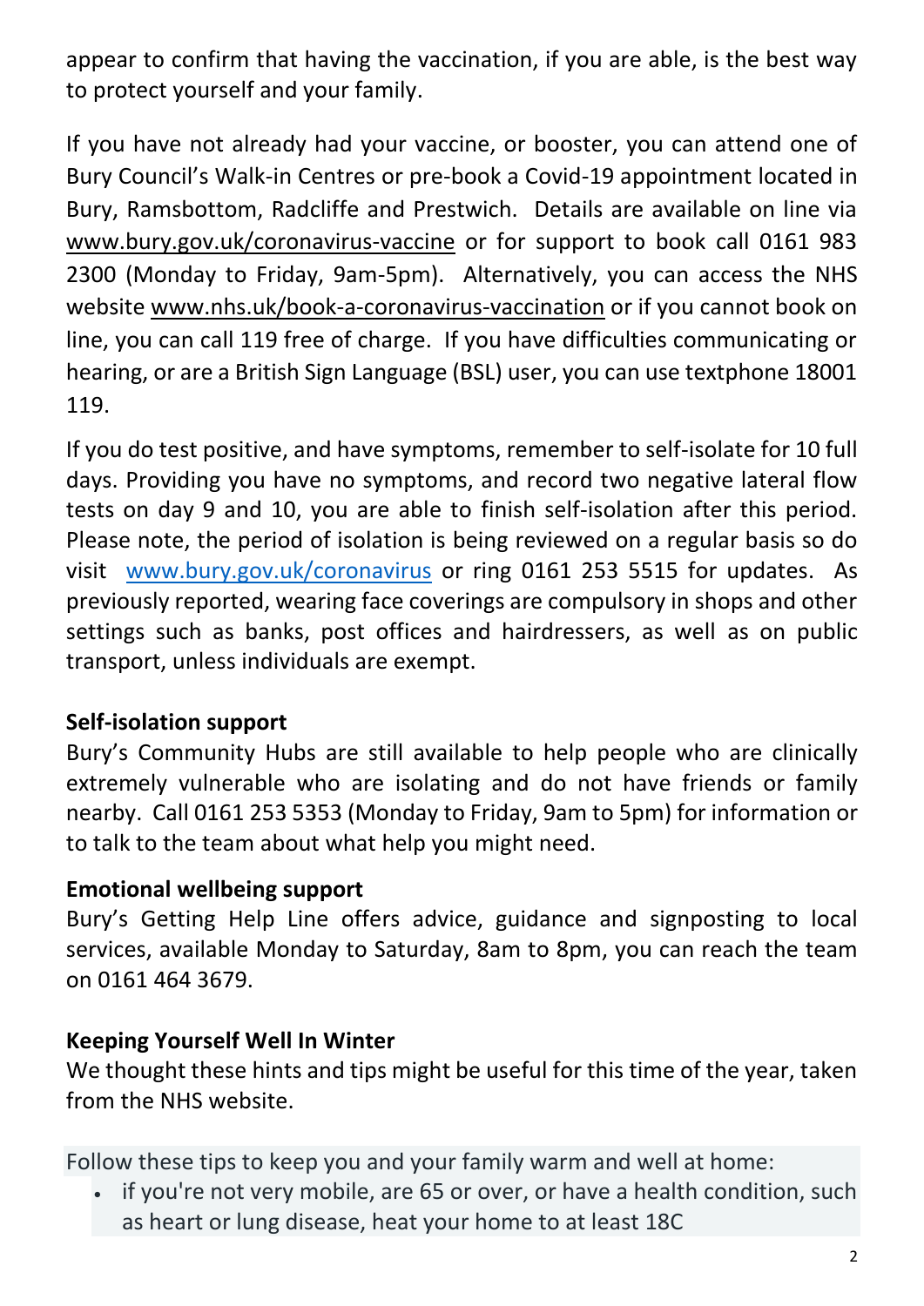appear to confirm that having the vaccination, if you are able, is the best way to protect yourself and your family.

If you have not already had your vaccine, or booster, you can attend one of Bury Council's Walk-in Centres or pre-book a Covid-19 appointment located in Bury, Ramsbottom, Radcliffe and Prestwich. Details are available on line via www.bury.gov.uk/coronavirus-vaccine or for support to book call 0161 983 2300 (Monday to Friday, 9am-5pm). Alternatively, you can access the NHS website www.nhs.uk/book-a-coronavirus-vaccination or if you cannot book on line, you can call 119 free of charge. If you have difficulties communicating or hearing, or are a British Sign Language (BSL) user, you can use textphone 18001 119.

If you do test positive, and have symptoms, remember to self-isolate for 10 full days. Providing you have no symptoms, and record two negative lateral flow tests on day 9 and 10, you are able to finish self-isolation after this period. Please note, the period of isolation is being reviewed on a regular basis so do visit www.bury.gov.uk/coronavirus or ring 0161 253 5515 for updates. As previously reported, wearing face coverings are compulsory in shops and other settings such as banks, post offices and hairdressers, as well as on public transport, unless individuals are exempt.

**Self-isolation support**

Bury's Community Hubs are still available to help people who are clinically extremely vulnerable who are isolating and do not have friends or family nearby. Call 0161 253 5353 (Monday to Friday, 9am to 5pm) for information or to talk to the team about what help you might need.

**Emotional wellbeing support**

Bury's Getting Help Line offers advice, guidance and signposting to local services, available Monday to Saturday, 8am to 8pm, you can reach the team on 0161 464 3679.

**Keeping Yourself Well In Winter**

We thought these hints and tips might be useful for this time of the year, taken from the NHS website.

Follow these tips to keep you and your family warm and well at home:

- if you're not very mobile, are 65 or over, or have a health condition, such as heart or lung disease, heat your home to at least 18C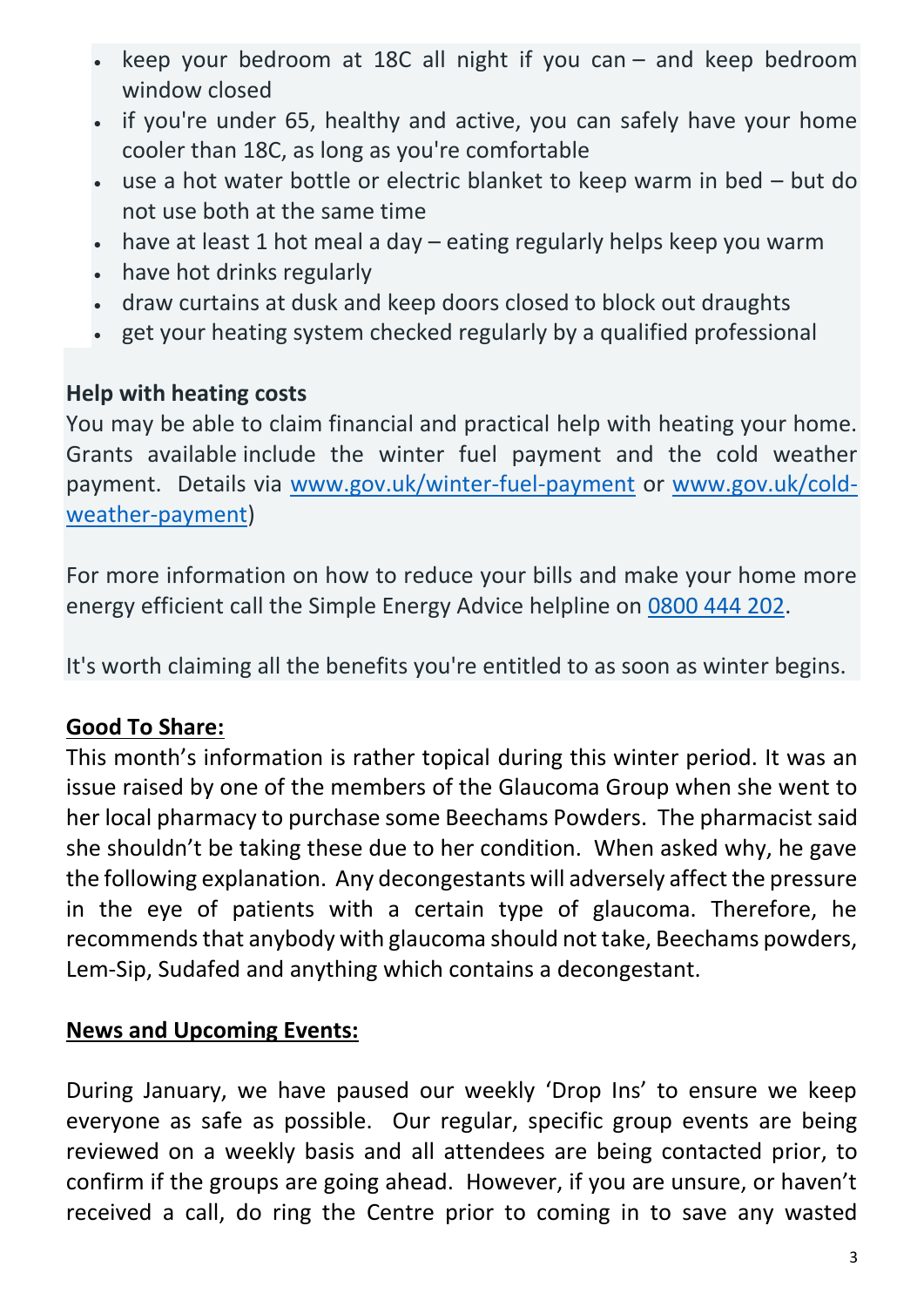- keep your bedroom at 18C all night if you can – and keep bedroom window closed
- if you're under 65, healthy and active, you can safely have your home cooler than 18C, as long as you're comfortable
- use a hot water bottle or electric blanket to keep warm in bed – but do not use both at the same time
- have at least 1 hot meal a day – eating regularly helps keep you warm
- have hot drinks regularly
- draw curtains at dusk and keep doors closed to block out draughts
- get your heating system checked regularly by a qualified professional

**Help with heating costs**

You may be able to claim financial and practical help with heating your home. Grants available include the winter fuel payment and the cold weather payment. Details via [www.gov.uk/winter-fuel-payment](www.gov.uk/winter-fuel-payment) or [www.gov.uk/cold-weather-payment](www.gov.uk/cold-weather-payment))

For more information on how to reduce your bills and make your home more energy efficient call the Simple Energy Advice helpline on 0800 444 202.

It's worth claiming all the benefits you're entitled to as soon as winter begins.

**Good To Share:**

This month's information is rather topical during this winter period. It was an issue raised by one of the members of the Glaucoma Group when she went to her local pharmacy to purchase some Beechams Powders. The pharmacist said she shouldn't be taking these due to her condition. When asked why, he gave the following explanation. Any decongestants will adversely affect the pressure in the eye of patients with a certain type of glaucoma. Therefore, he recommends that anybody with glaucoma should not take, Beechams powders, Lem-Sip, Sudafed and anything which contains a decongestant.

**News and Upcoming Events:**

During January, we have paused our weekly 'Drop Ins' to ensure we keep everyone as safe as possible. Our regular, specific group events are being reviewed on a weekly basis and all attendees are being contacted prior, to confirm if the groups are going ahead. However, if you are unsure, or haven't received a call, do ring the Centre prior to coming in to save any wasted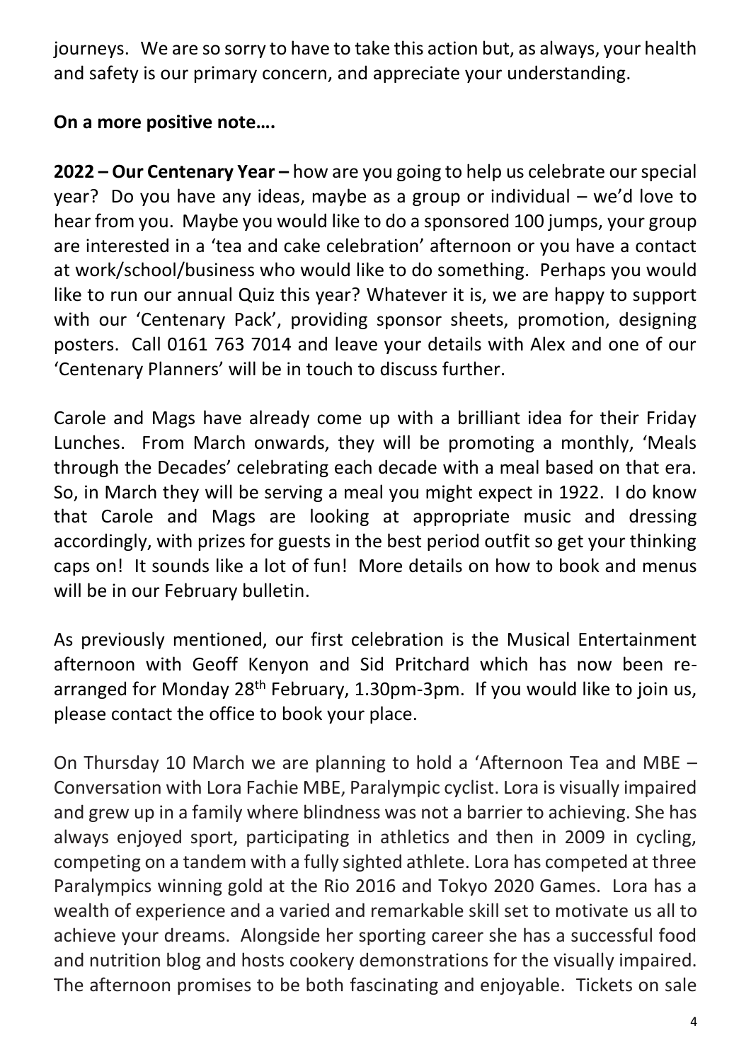journeys. We are so sorry to have to take this action but, as always, your health and safety is our primary concern, and appreciate your understanding.

**On a more positive note….**

**2022 – Our Centenary Year –** how are you going to help us celebrate our special year? Do you have any ideas, maybe as a group or individual – we'd love to hear from you. Maybe you would like to do a sponsored 100 jumps, your group are interested in a 'tea and cake celebration' afternoon or you have a contact at work/school/business who would like to do something. Perhaps you would like to run our annual Quiz this year? Whatever it is, we are happy to support with our 'Centenary Pack', providing sponsor sheets, promotion, designing posters. Call 0161 763 7014 and leave your details with Alex and one of our 'Centenary Planners' will be in touch to discuss further.

Carole and Mags have already come up with a brilliant idea for their Friday Lunches. From March onwards, they will be promoting a monthly, 'Meals through the Decades' celebrating each decade with a meal based on that era. So, in March they will be serving a meal you might expect in 1922. I do know that Carole and Mags are looking at appropriate music and dressing accordingly, with prizes for guests in the best period outfit so get your thinking caps on! It sounds like a lot of fun! More details on how to book and menus will be in our February bulletin.

As previously mentioned, our first celebration is the Musical Entertainment afternoon with Geoff Kenyon and Sid Pritchard which has now been re-arranged for Monday 28th February, 1.30pm-3pm. If you would like to join us, please contact the office to book your place.

On Thursday 10 March we are planning to hold a 'Afternoon Tea and MBE – Conversation with Lora Fachie MBE, Paralympic cyclist. Lora is visually impaired and grew up in a family where blindness was not a barrier to achieving. She has always enjoyed sport, participating in athletics and then in 2009 in cycling, competing on a tandem with a fully sighted athlete. Lora has competed at three Paralympics winning gold at the Rio 2016 and Tokyo 2020 Games. Lora has a wealth of experience and a varied and remarkable skill set to motivate us all to achieve your dreams. Alongside her sporting career she has a successful food and nutrition blog and hosts cookery demonstrations for the visually impaired. The afternoon promises to be both fascinating and enjoyable. Tickets on sale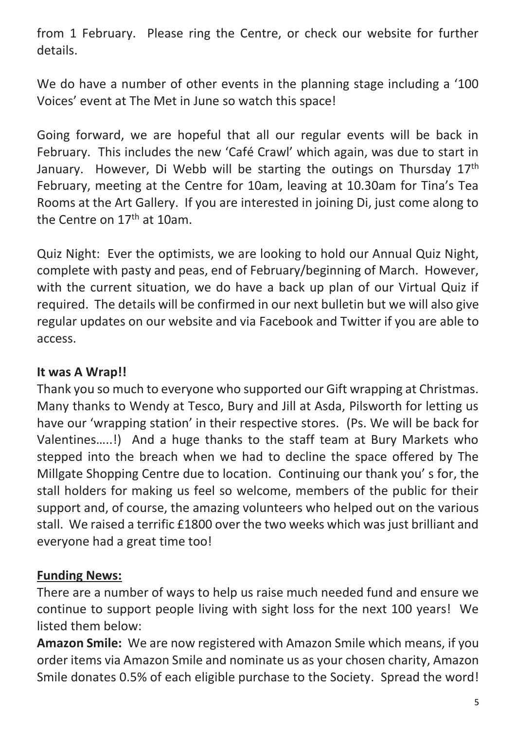from 1 February. Please ring the Centre, or check our website for further details.

We do have a number of other events in the planning stage including a '100 Voices' event at The Met in June so watch this space!

Going forward, we are hopeful that all our regular events will be back in February. This includes the new 'Café Crawl' which again, was due to start in January. However, Di Webb will be starting the outings on Thursday 17th February, meeting at the Centre for 10am, leaving at 10.30am for Tina's Tea Rooms at the Art Gallery. If you are interested in joining Di, just come along to the Centre on 17th at 10am.

Quiz Night: Ever the optimists, we are looking to hold our Annual Quiz Night, complete with pasty and peas, end of February/beginning of March. However, with the current situation, we do have a back up plan of our Virtual Quiz if required. The details will be confirmed in our next bulletin but we will also give regular updates on our website and via Facebook and Twitter if you are able to access.

**It was A Wrap!!**

Thank you so much to everyone who supported our Gift wrapping at Christmas. Many thanks to Wendy at Tesco, Bury and Jill at Asda, Pilsworth for letting us have our 'wrapping station' in their respective stores. (Ps. We will be back for Valentines…..!) And a huge thanks to the staff team at Bury Markets who stepped into the breach when we had to decline the space offered by The Millgate Shopping Centre due to location. Continuing our thank you' s for, the stall holders for making us feel so welcome, members of the public for their support and, of course, the amazing volunteers who helped out on the various stall. We raised a terrific £1800 over the two weeks which was just brilliant and everyone had a great time too!

**Funding News:**

There are a number of ways to help us raise much needed fund and ensure we continue to support people living with sight loss for the next 100 years! We listed them below:

**Amazon Smile:** We are now registered with Amazon Smile which means, if you order items via Amazon Smile and nominate us as your chosen charity, Amazon Smile donates 0.5% of each eligible purchase to the Society. Spread the word!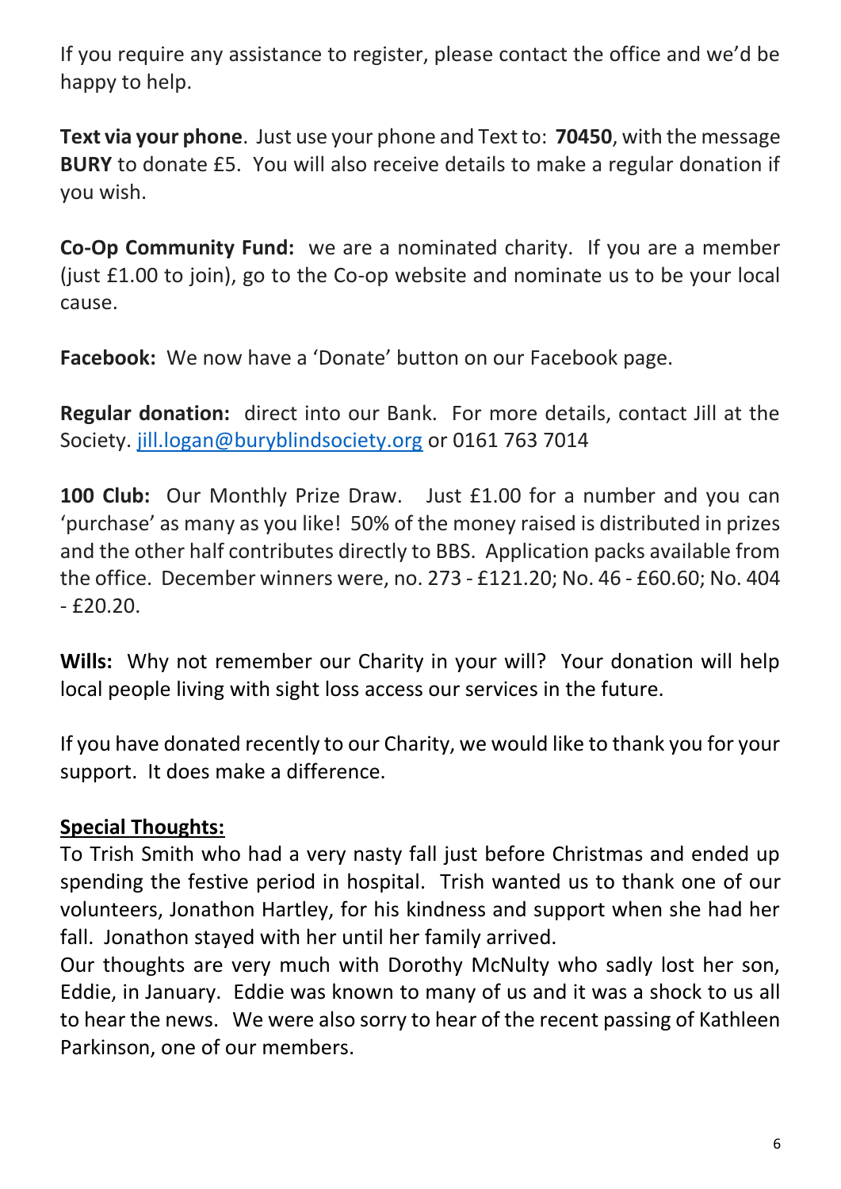If you require any assistance to register, please contact the office and we'd be happy to help.

**Text via your phone**. Just use your phone and Text to: **70450**, with the message **BURY** to donate £5. You will also receive details to make a regular donation if you wish.

**Co-Op Community Fund:** we are a nominated charity. If you are a member (just £1.00 to join), go to the Co-op website and nominate us to be your local cause.

**Facebook:** We now have a 'Donate' button on our Facebook page.

**Regular donation:** direct into our Bank. For more details, contact Jill at the Society. jill.logan@buryblindsociety.org or 0161 763 7014

**100 Club:** Our Monthly Prize Draw. Just £1.00 for a number and you can 'purchase' as many as you like! 50% of the money raised is distributed in prizes and the other half contributes directly to BBS. Application packs available from the office. December winners were, no. 273 - £121.20; No. 46 - £60.60; No. 404 - £20.20.

**Wills:** Why not remember our Charity in your will? Your donation will help local people living with sight loss access our services in the future.

If you have donated recently to our Charity, we would like to thank you for your support. It does make a difference.

**Special Thoughts:**

To Trish Smith who had a very nasty fall just before Christmas and ended up spending the festive period in hospital. Trish wanted us to thank one of our volunteers, Jonathon Hartley, for his kindness and support when she had her fall. Jonathon stayed with her until her family arrived.
Our thoughts are very much with Dorothy McNulty who sadly lost her son, Eddie, in January. Eddie was known to many of us and it was a shock to us all to hear the news. We were also sorry to hear of the recent passing of Kathleen Parkinson, one of our members.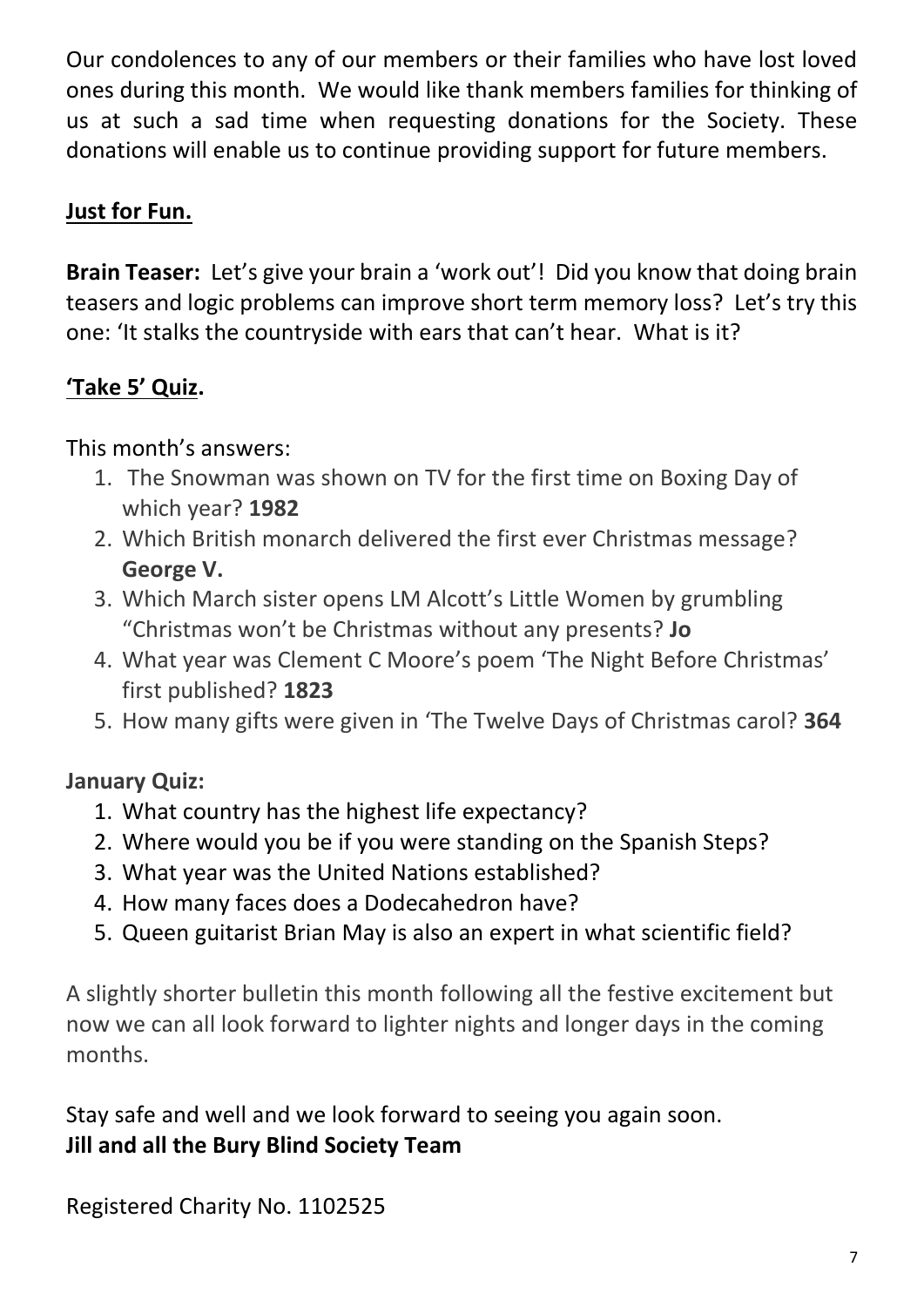Our condolences to any of our members or their families who have lost loved ones during this month. We would like thank members families for thinking of us at such a sad time when requesting donations for the Society. These donations will enable us to continue providing support for future members.

## Just for Fun.

**Brain Teaser:** Let's give your brain a 'work out'! Did you know that doing brain teasers and logic problems can improve short term memory loss? Let's try this one: 'It stalks the countryside with ears that can't hear. What is it?

## 'Take 5' Quiz.

This month's answers:

1. The Snowman was shown on TV for the first time on Boxing Day of which year? **1982**
2. Which British monarch delivered the first ever Christmas message? **George V.**
3. Which March sister opens LM Alcott's Little Women by grumbling "Christmas won't be Christmas without any presents? **Jo**
4. What year was Clement C Moore's poem 'The Night Before Christmas' first published? **1823**
5. How many gifts were given in 'The Twelve Days of Christmas carol? **364**

**January Quiz:**

1. What country has the highest life expectancy?
2. Where would you be if you were standing on the Spanish Steps?
3. What year was the United Nations established?
4. How many faces does a Dodecahedron have?
5. Queen guitarist Brian May is also an expert in what scientific field?

A slightly shorter bulletin this month following all the festive excitement but now we can all look forward to lighter nights and longer days in the coming months.

Stay safe and well and we look forward to seeing you again soon.
**Jill and all the Bury Blind Society Team**

Registered Charity No. 1102525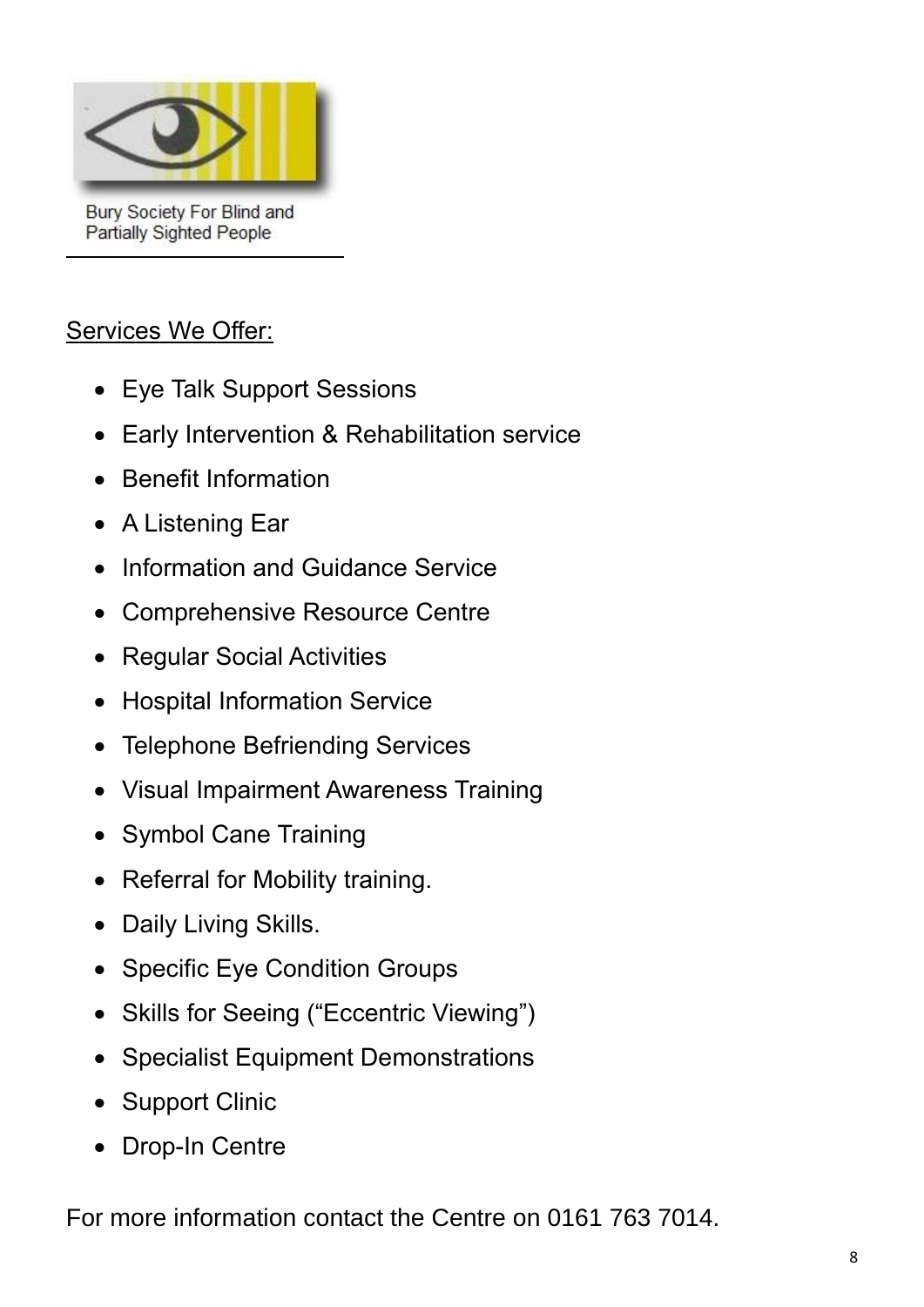Bury Society For Blind and Partially Sighted People

Services We Offer:

- Eye Talk Support Sessions
- Early Intervention & Rehabilitation service
- Benefit Information
- A Listening Ear
- Information and Guidance Service
- Comprehensive Resource Centre
- Regular Social Activities
- Hospital Information Service
- Telephone Befriending Services
- Visual Impairment Awareness Training
- Symbol Cane Training
- Referral for Mobility training.
- Daily Living Skills.
- Specific Eye Condition Groups
- Skills for Seeing (“Eccentric Viewing”)
- Specialist Equipment Demonstrations
- Support Clinic
- Drop-In Centre

For more information contact the Centre on 0161 763 7014.